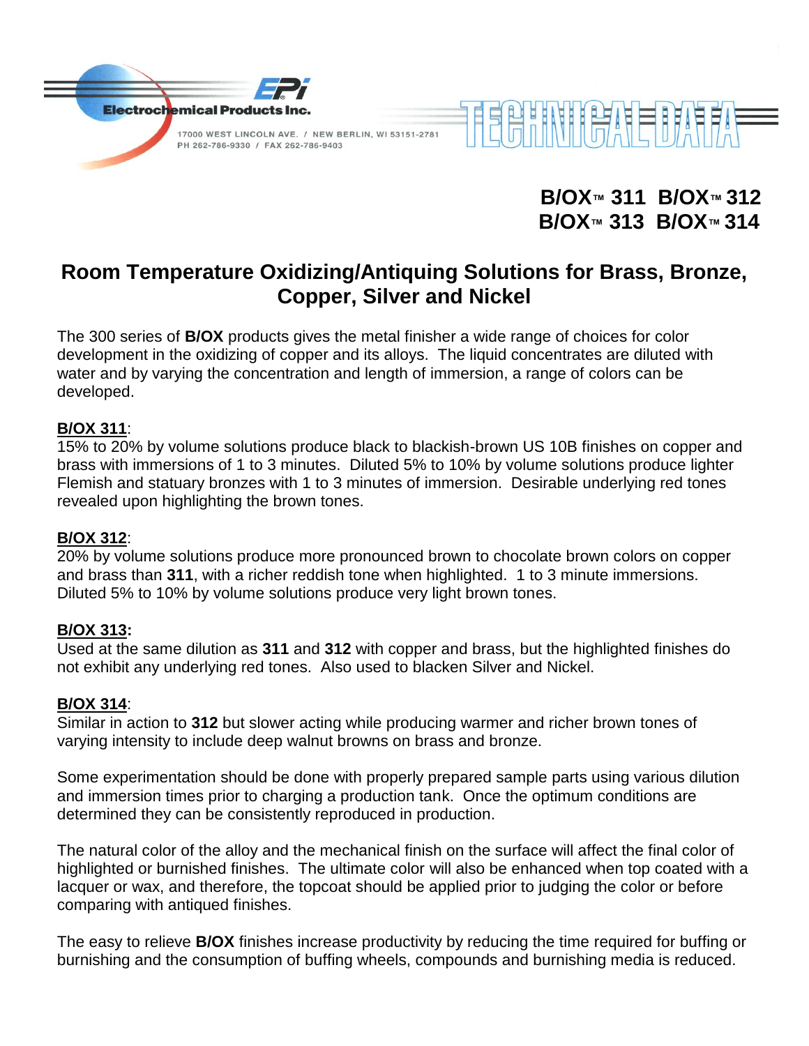Electrochemical Products Inc.

17000 WEST LINCOLN AVE. / NEW BERLIN, WI 53151-2781
PH 262-786-9330 / FAX 262-786-9403

TECHNICAL DATA

**B/OX™ 311 B/OX™ 312**
**B/OX™ 313 B/OX™ 314**

# Room Temperature Oxidizing/Antiquing Solutions for Brass, Bronze, Copper, Silver and Nickel

The 300 series of **B/OX** products gives the metal finisher a wide range of choices for color development in the oxidizing of copper and its alloys. The liquid concentrates are diluted with water and by varying the concentration and length of immersion, a range of colors can be developed.

**B/OX 311**:
15% to 20% by volume solutions produce black to blackish-brown US 10B finishes on copper and brass with immersions of 1 to 3 minutes. Diluted 5% to 10% by volume solutions produce lighter Flemish and statuary bronzes with 1 to 3 minutes of immersion. Desirable underlying red tones revealed upon highlighting the brown tones.

**B/OX 312**:
20% by volume solutions produce more pronounced brown to chocolate brown colors on copper and brass than **311**, with a richer reddish tone when highlighted. 1 to 3 minute immersions. Diluted 5% to 10% by volume solutions produce very light brown tones.

**B/OX 313:**
Used at the same dilution as **311** and **312** with copper and brass, but the highlighted finishes do not exhibit any underlying red tones. Also used to blacken Silver and Nickel.

**B/OX 314**:
Similar in action to **312** but slower acting while producing warmer and richer brown tones of varying intensity to include deep walnut browns on brass and bronze.

Some experimentation should be done with properly prepared sample parts using various dilution and immersion times prior to charging a production tank. Once the optimum conditions are determined they can be consistently reproduced in production.

The natural color of the alloy and the mechanical finish on the surface will affect the final color of highlighted or burnished finishes. The ultimate color will also be enhanced when top coated with a lacquer or wax, and therefore, the topcoat should be applied prior to judging the color or before comparing with antiqued finishes.

The easy to relieve **B/OX** finishes increase productivity by reducing the time required for buffing or burnishing and the consumption of buffing wheels, compounds and burnishing media is reduced.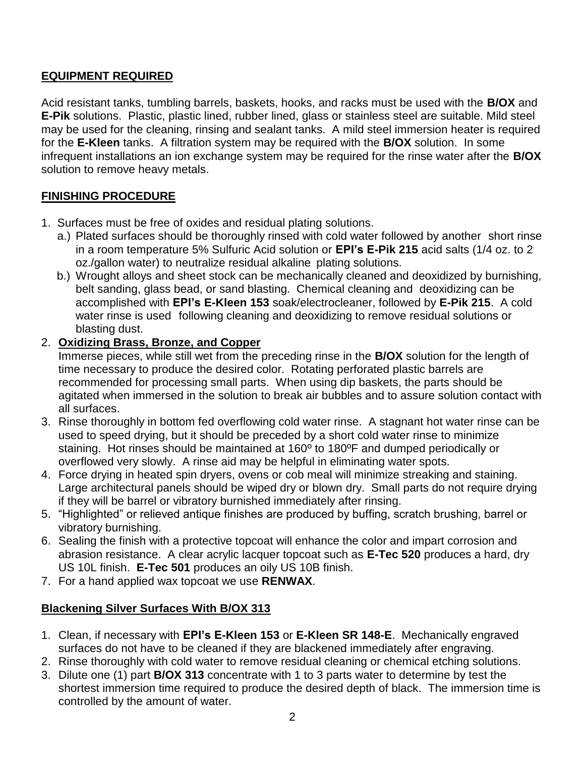## EQUIPMENT REQUIRED

Acid resistant tanks, tumbling barrels, baskets, hooks, and racks must be used with the **B/OX** and **E-Pik** solutions. Plastic, plastic lined, rubber lined, glass or stainless steel are suitable. Mild steel may be used for the cleaning, rinsing and sealant tanks. A mild steel immersion heater is required for the **E-Kleen** tanks. A filtration system may be required with the **B/OX** solution. In some infrequent installations an ion exchange system may be required for the rinse water after the **B/OX** solution to remove heavy metals.

## FINISHING PROCEDURE

1. Surfaces must be free of oxides and residual plating solutions.
   a.) Plated surfaces should be thoroughly rinsed with cold water followed by another short rinse in a room temperature 5% Sulfuric Acid solution or **EPI's E-Pik 215** acid salts (1/4 oz. to 2 oz./gallon water) to neutralize residual alkaline plating solutions.
   b.) Wrought alloys and sheet stock can be mechanically cleaned and deoxidized by burnishing, belt sanding, glass bead, or sand blasting. Chemical cleaning and deoxidizing can be accomplished with **EPI's E-Kleen 153** soak/electrocleaner, followed by **E-Pik 215**. A cold water rinse is used following cleaning and deoxidizing to remove residual solutions or blasting dust.
2. **Oxidizing Brass, Bronze, and Copper**
   Immerse pieces, while still wet from the preceding rinse in the **B/OX** solution for the length of time necessary to produce the desired color. Rotating perforated plastic barrels are recommended for processing small parts. When using dip baskets, the parts should be agitated when immersed in the solution to break air bubbles and to assure solution contact with all surfaces.
3. Rinse thoroughly in bottom fed overflowing cold water rinse. A stagnant hot water rinse can be used to speed drying, but it should be preceded by a short cold water rinse to minimize staining. Hot rinses should be maintained at 160º to 180ºF and dumped periodically or overflowed very slowly. A rinse aid may be helpful in eliminating water spots.
4. Force drying in heated spin dryers, ovens or cob meal will minimize streaking and staining. Large architectural panels should be wiped dry or blown dry. Small parts do not require drying if they will be barrel or vibratory burnished immediately after rinsing.
5. "Highlighted" or relieved antique finishes are produced by buffing, scratch brushing, barrel or vibratory burnishing.
6. Sealing the finish with a protective topcoat will enhance the color and impart corrosion and abrasion resistance. A clear acrylic lacquer topcoat such as **E-Tec 520** produces a hard, dry US 10L finish. **E-Tec 501** produces an oily US 10B finish.
7. For a hand applied wax topcoat we use **RENWAX**.

## Blackening Silver Surfaces With B/OX 313

1. Clean, if necessary with **EPI's E-Kleen 153** or **E-Kleen SR 148-E**. Mechanically engraved surfaces do not have to be cleaned if they are blackened immediately after engraving.
2. Rinse thoroughly with cold water to remove residual cleaning or chemical etching solutions.
3. Dilute one (1) part **B/OX 313** concentrate with 1 to 3 parts water to determine by test the shortest immersion time required to produce the desired depth of black. The immersion time is controlled by the amount of water.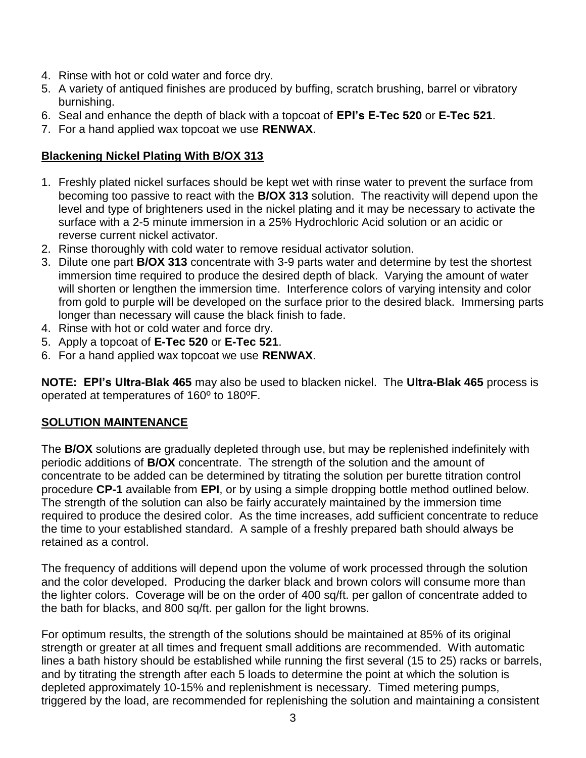4. Rinse with hot or cold water and force dry.
5. A variety of antiqued finishes are produced by buffing, scratch brushing, barrel or vibratory burnishing.
6. Seal and enhance the depth of black with a topcoat of **EPI's E-Tec 520** or **E-Tec 521**.
7. For a hand applied wax topcoat we use **RENWAX**.

**Blackening Nickel Plating With B/OX 313**

1. Freshly plated nickel surfaces should be kept wet with rinse water to prevent the surface from becoming too passive to react with the **B/OX 313** solution. The reactivity will depend upon the level and type of brighteners used in the nickel plating and it may be necessary to activate the surface with a 2-5 minute immersion in a 25% Hydrochloric Acid solution or an acidic or reverse current nickel activator.
2. Rinse thoroughly with cold water to remove residual activator solution.
3. Dilute one part **B/OX 313** concentrate with 3-9 parts water and determine by test the shortest immersion time required to produce the desired depth of black. Varying the amount of water will shorten or lengthen the immersion time. Interference colors of varying intensity and color from gold to purple will be developed on the surface prior to the desired black. Immersing parts longer than necessary will cause the black finish to fade.
4. Rinse with hot or cold water and force dry.
5. Apply a topcoat of **E-Tec 520** or **E-Tec 521**.
6. For a hand applied wax topcoat we use **RENWAX**.

**NOTE: EPI's Ultra-Blak 465** may also be used to blacken nickel. The **Ultra-Blak 465** process is operated at temperatures of 160º to 180ºF.

**SOLUTION MAINTENANCE**

The **B/OX** solutions are gradually depleted through use, but may be replenished indefinitely with periodic additions of **B/OX** concentrate. The strength of the solution and the amount of concentrate to be added can be determined by titrating the solution per burette titration control procedure **CP-1** available from **EPI**, or by using a simple dropping bottle method outlined below. The strength of the solution can also be fairly accurately maintained by the immersion time required to produce the desired color. As the time increases, add sufficient concentrate to reduce the time to your established standard. A sample of a freshly prepared bath should always be retained as a control.

The frequency of additions will depend upon the volume of work processed through the solution and the color developed. Producing the darker black and brown colors will consume more than the lighter colors. Coverage will be on the order of 400 sq/ft. per gallon of concentrate added to the bath for blacks, and 800 sq/ft. per gallon for the light browns.

For optimum results, the strength of the solutions should be maintained at 85% of its original strength or greater at all times and frequent small additions are recommended. With automatic lines a bath history should be established while running the first several (15 to 25) racks or barrels, and by titrating the strength after each 5 loads to determine the point at which the solution is depleted approximately 10-15% and replenishment is necessary. Timed metering pumps, triggered by the load, are recommended for replenishing the solution and maintaining a consistent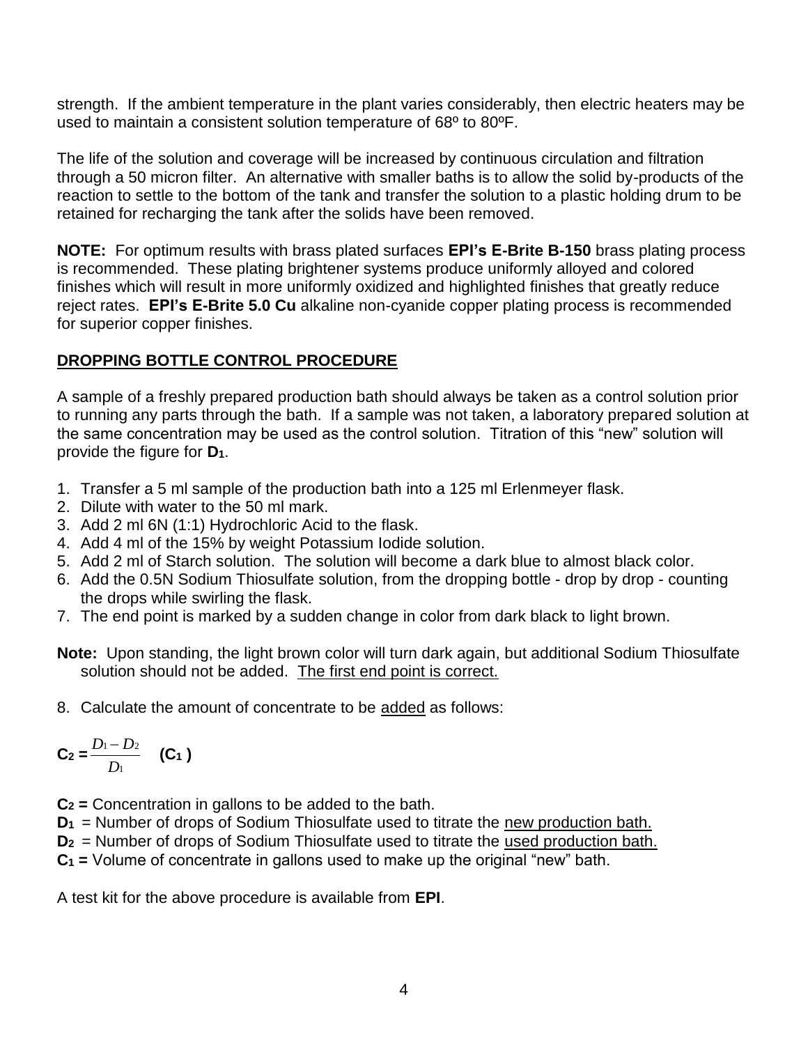strength. If the ambient temperature in the plant varies considerably, then electric heaters may be used to maintain a consistent solution temperature of 68º to 80ºF.

The life of the solution and coverage will be increased by continuous circulation and filtration through a 50 micron filter. An alternative with smaller baths is to allow the solid by-products of the reaction to settle to the bottom of the tank and transfer the solution to a plastic holding drum to be retained for recharging the tank after the solids have been removed.

**NOTE:** For optimum results with brass plated surfaces **EPI's E-Brite B-150** brass plating process is recommended. These plating brightener systems produce uniformly alloyed and colored finishes which will result in more uniformly oxidized and highlighted finishes that greatly reduce reject rates. **EPI's E-Brite 5.0 Cu** alkaline non-cyanide copper plating process is recommended for superior copper finishes.

## DROPPING BOTTLE CONTROL PROCEDURE

A sample of a freshly prepared production bath should always be taken as a control solution prior to running any parts through the bath. If a sample was not taken, a laboratory prepared solution at the same concentration may be used as the control solution. Titration of this "new" solution will provide the figure for $D_1$.

1. Transfer a 5 ml sample of the production bath into a 125 ml Erlenmeyer flask.
2. Dilute with water to the 50 ml mark.
3. Add 2 ml 6N (1:1) Hydrochloric Acid to the flask.
4. Add 4 ml of the 15% by weight Potassium Iodide solution.
5. Add 2 ml of Starch solution. The solution will become a dark blue to almost black color.
6. Add the 0.5N Sodium Thiosulfate solution, from the dropping bottle - drop by drop - counting the drops while swirling the flask.
7. The end point is marked by a sudden change in color from dark black to light brown.

**Note:** Upon standing, the light brown color will turn dark again, but additional Sodium Thiosulfate solution should not be added. The first end point is correct.

8. Calculate the amount of concentrate to be added as follows:

$$C_2 = \frac{D_1 - D_2}{D_1} \quad (C_1)$$

$C_2$ = Concentration in gallons to be added to the bath.
$D_1$ = Number of drops of Sodium Thiosulfate used to titrate the new production bath.
$D_2$ = Number of drops of Sodium Thiosulfate used to titrate the used production bath.
$C_1$ = Volume of concentrate in gallons used to make up the original "new" bath.

A test kit for the above procedure is available from **EPI**.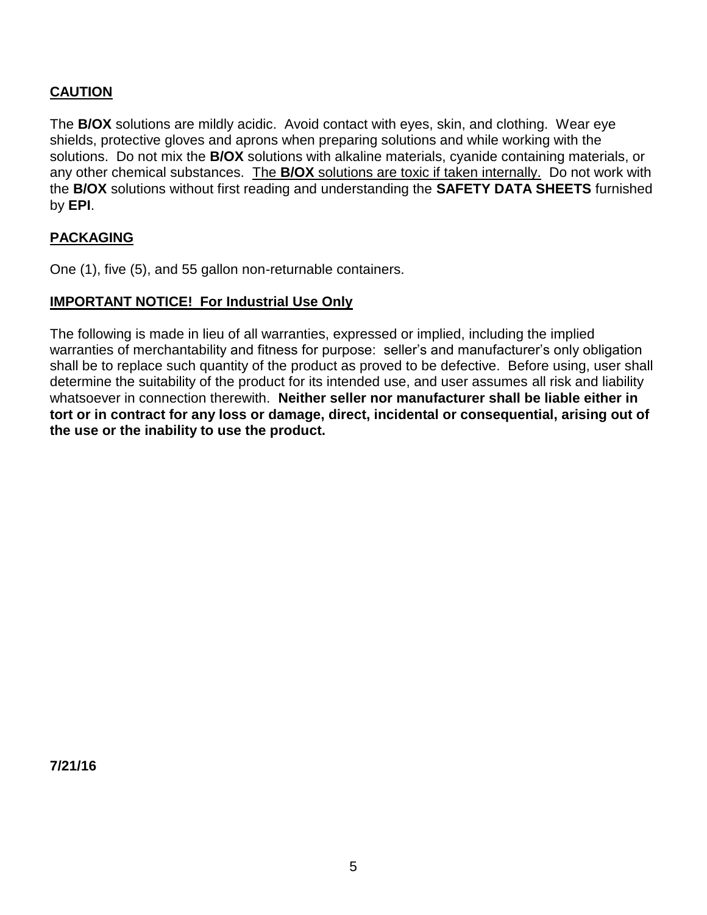## CAUTION

The **B/OX** solutions are mildly acidic. Avoid contact with eyes, skin, and clothing. Wear eye shields, protective gloves and aprons when preparing solutions and while working with the solutions. Do not mix the **B/OX** solutions with alkaline materials, cyanide containing materials, or any other chemical substances. <u>The **B/OX** solutions are toxic if taken internally.</u> Do not work with the **B/OX** solutions without first reading and understanding the **SAFETY DATA SHEETS** furnished by **EPI**.

## PACKAGING

One (1), five (5), and 55 gallon non-returnable containers.

## IMPORTANT NOTICE! For Industrial Use Only

The following is made in lieu of all warranties, expressed or implied, including the implied warranties of merchantability and fitness for purpose: seller's and manufacturer's only obligation shall be to replace such quantity of the product as proved to be defective. Before using, user shall determine the suitability of the product for its intended use, and user assumes all risk and liability whatsoever in connection therewith. **Neither seller nor manufacturer shall be liable either in tort or in contract for any loss or damage, direct, incidental or consequential, arising out of the use or the inability to use the product.**

**7/21/16**